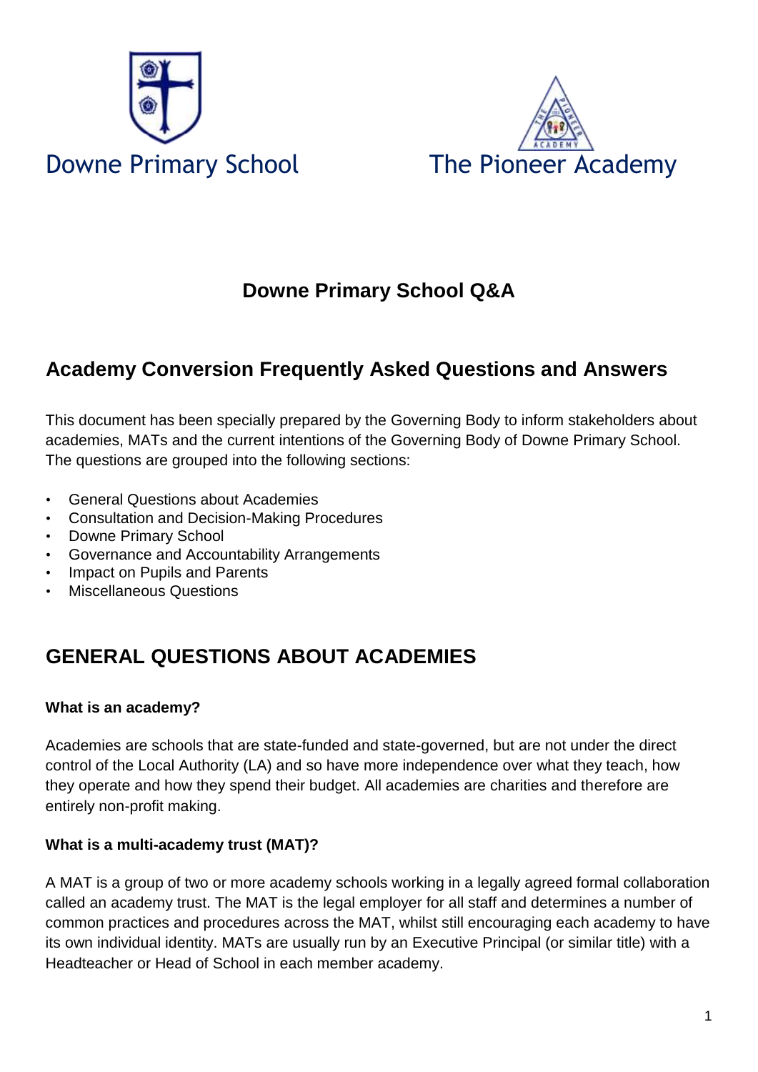Downne Primary School

The Pioneer Academy

# Downe Primary School Q&A

## Academy Conversion Frequently Asked Questions and Answers

This document has been specially prepared by the Governing Body to inform stakeholders about academies, MATs and the current intentions of the Governing Body of Downe Primary School. The questions are grouped into the following sections:

- General Questions about Academies
- Consultation and Decision-Making Procedures
- Downe Primary School
- Governance and Accountability Arrangements
- Impact on Pupils and Parents
- Miscellaneous Questions

## GENERAL QUESTIONS ABOUT ACADEMIES

**What is an academy?**

Academies are schools that are state-funded and state-governed, but are not under the direct control of the Local Authority (LA) and so have more independence over what they teach, how they operate and how they spend their budget. All academies are charities and therefore are entirely non-profit making.

**What is a multi-academy trust (MAT)?**

A MAT is a group of two or more academy schools working in a legally agreed formal collaboration called an academy trust. The MAT is the legal employer for all staff and determines a number of common practices and procedures across the MAT, whilst still encouraging each academy to have its own individual identity. MATs are usually run by an Executive Principal (or similar title) with a Headteacher or Head of School in each member academy.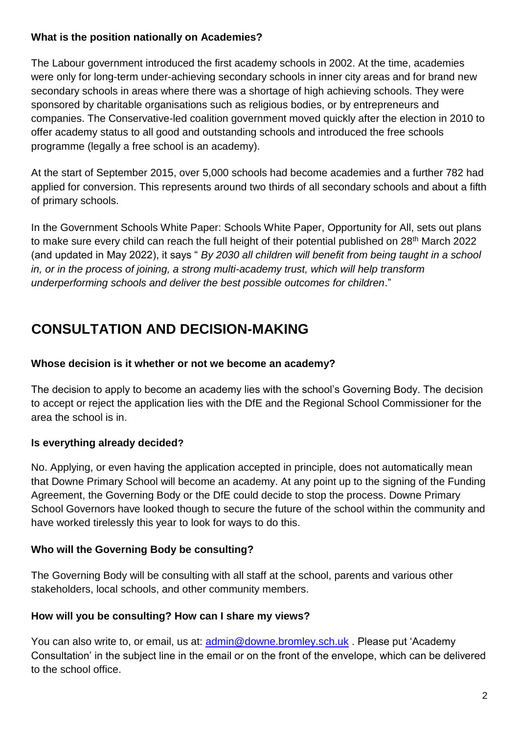**What is the position nationally on Academies?**

The Labour government introduced the first academy schools in 2002. At the time, academies were only for long-term under-achieving secondary schools in inner city areas and for brand new secondary schools in areas where there was a shortage of high achieving schools. They were sponsored by charitable organisations such as religious bodies, or by entrepreneurs and companies. The Conservative-led coalition government moved quickly after the election in 2010 to offer academy status to all good and outstanding schools and introduced the free schools programme (legally a free school is an academy).

At the start of September 2015, over 5,000 schools had become academies and a further 782 had applied for conversion. This represents around two thirds of all secondary schools and about a fifth of primary schools.

In the Government Schools White Paper: Schools White Paper, Opportunity for All, sets out plans to make sure every child can reach the full height of their potential published on 28th March 2022 (and updated in May 2022), it says " *By 2030 all children will benefit from being taught in a school in, or in the process of joining, a strong multi-academy trust, which will help transform underperforming schools and deliver the best possible outcomes for children*."

## CONSULTATION AND DECISION-MAKING

**Whose decision is it whether or not we become an academy?**

The decision to apply to become an academy lies with the school's Governing Body. The decision to accept or reject the application lies with the DfE and the Regional School Commissioner for the area the school is in.

**Is everything already decided?**

No. Applying, or even having the application accepted in principle, does not automatically mean that Downe Primary School will become an academy. At any point up to the signing of the Funding Agreement, the Governing Body or the DfE could decide to stop the process. Downe Primary School Governors have looked though to secure the future of the school within the community and have worked tirelessly this year to look for ways to do this.

**Who will the Governing Body be consulting?**

The Governing Body will be consulting with all staff at the school, parents and various other stakeholders, local schools, and other community members.

**How will you be consulting? How can I share my views?**

You can also write to, or email, us at: admin@downe.bromley.sch.uk . Please put 'Academy Consultation' in the subject line in the email or on the front of the envelope, which can be delivered to the school office.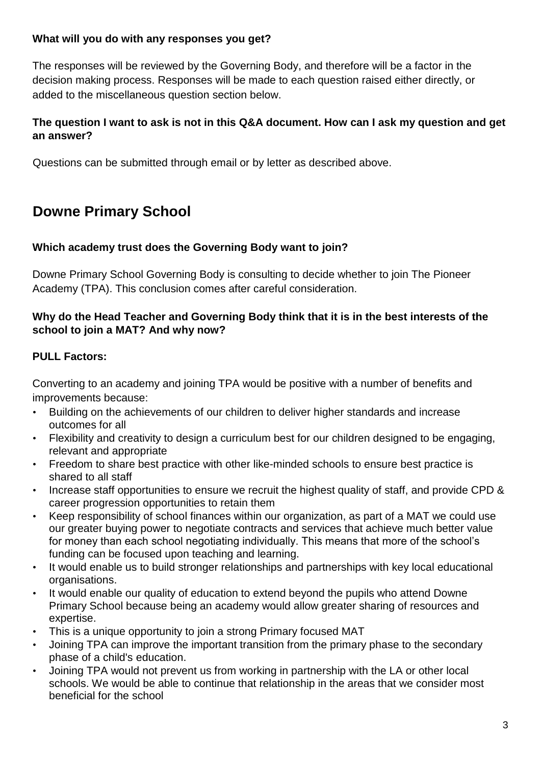**What will you do with any responses you get?**

The responses will be reviewed by the Governing Body, and therefore will be a factor in the decision making process. Responses will be made to each question raised either directly, or added to the miscellaneous question section below.

**The question I want to ask is not in this Q&A document. How can I ask my question and get an answer?**

Questions can be submitted through email or by letter as described above.

## Downe Primary School

**Which academy trust does the Governing Body want to join?**

Downe Primary School Governing Body is consulting to decide whether to join The Pioneer Academy (TPA). This conclusion comes after careful consideration.

**Why do the Head Teacher and Governing Body think that it is in the best interests of the school to join a MAT? And why now?**

**PULL Factors:**

Converting to an academy and joining TPA would be positive with a number of benefits and improvements because:

- Building on the achievements of our children to deliver higher standards and increase outcomes for all
- Flexibility and creativity to design a curriculum best for our children designed to be engaging, relevant and appropriate
- Freedom to share best practice with other like-minded schools to ensure best practice is shared to all staff
- Increase staff opportunities to ensure we recruit the highest quality of staff, and provide CPD & career progression opportunities to retain them
- Keep responsibility of school finances within our organization, as part of a MAT we could use our greater buying power to negotiate contracts and services that achieve much better value for money than each school negotiating individually. This means that more of the school's funding can be focused upon teaching and learning.
- It would enable us to build stronger relationships and partnerships with key local educational organisations.
- It would enable our quality of education to extend beyond the pupils who attend Downe Primary School because being an academy would allow greater sharing of resources and expertise.
- This is a unique opportunity to join a strong Primary focused MAT
- Joining TPA can improve the important transition from the primary phase to the secondary phase of a child's education.
- Joining TPA would not prevent us from working in partnership with the LA or other local schools. We would be able to continue that relationship in the areas that we consider most beneficial for the school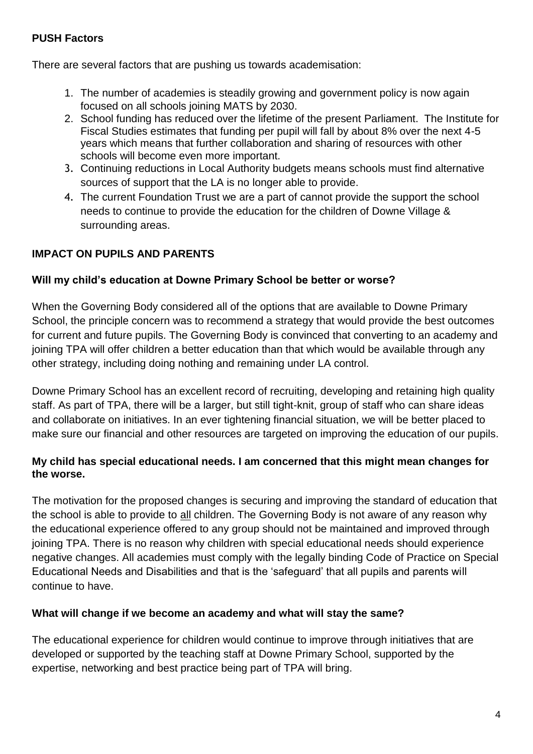**PUSH Factors**

There are several factors that are pushing us towards academisation:

1. The number of academies is steadily growing and government policy is now again focused on all schools joining MATS by 2030.
2. School funding has reduced over the lifetime of the present Parliament. The Institute for Fiscal Studies estimates that funding per pupil will fall by about 8% over the next 4-5 years which means that further collaboration and sharing of resources with other schools will become even more important.
3. Continuing reductions in Local Authority budgets means schools must find alternative sources of support that the LA is no longer able to provide.
4. The current Foundation Trust we are a part of cannot provide the support the school needs to continue to provide the education for the children of Downe Village & surrounding areas.

**IMPACT ON PUPILS AND PARENTS**

**Will my child's education at Downe Primary School be better or worse?**

When the Governing Body considered all of the options that are available to Downe Primary School, the principle concern was to recommend a strategy that would provide the best outcomes for current and future pupils. The Governing Body is convinced that converting to an academy and joining TPA will offer children a better education than that which would be available through any other strategy, including doing nothing and remaining under LA control.

Downe Primary School has an excellent record of recruiting, developing and retaining high quality staff. As part of TPA, there will be a larger, but still tight-knit, group of staff who can share ideas and collaborate on initiatives. In an ever tightening financial situation, we will be better placed to make sure our financial and other resources are targeted on improving the education of our pupils.

**My child has special educational needs. I am concerned that this might mean changes for the worse.**

The motivation for the proposed changes is securing and improving the standard of education that the school is able to provide to all children. The Governing Body is not aware of any reason why the educational experience offered to any group should not be maintained and improved through joining TPA. There is no reason why children with special educational needs should experience negative changes. All academies must comply with the legally binding Code of Practice on Special Educational Needs and Disabilities and that is the 'safeguard' that all pupils and parents will continue to have.

**What will change if we become an academy and what will stay the same?**

The educational experience for children would continue to improve through initiatives that are developed or supported by the teaching staff at Downe Primary School, supported by the expertise, networking and best practice being part of TPA will bring.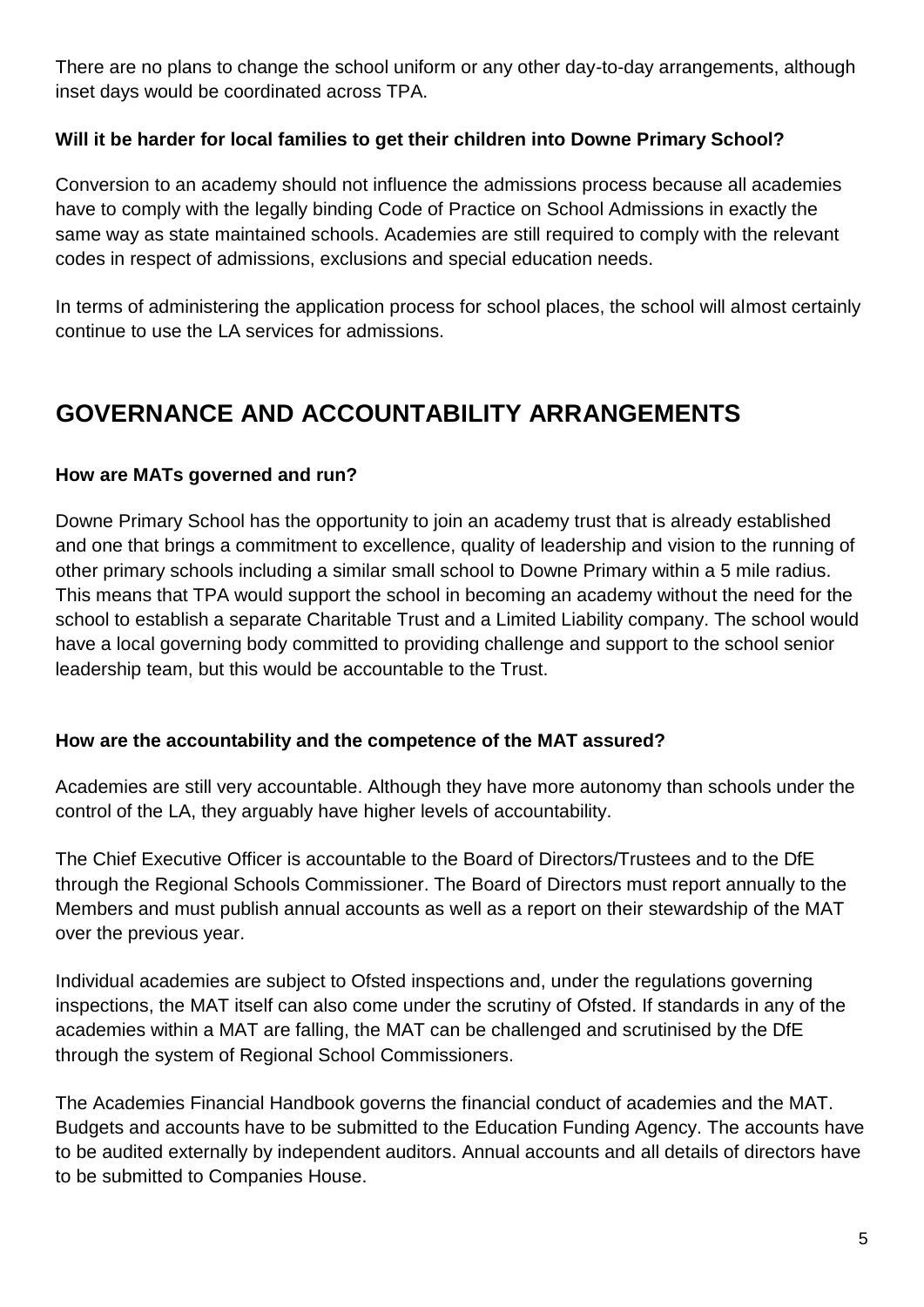There are no plans to change the school uniform or any other day-to-day arrangements, although inset days would be coordinated across TPA.

**Will it be harder for local families to get their children into Downe Primary School?**

Conversion to an academy should not influence the admissions process because all academies have to comply with the legally binding Code of Practice on School Admissions in exactly the same way as state maintained schools. Academies are still required to comply with the relevant codes in respect of admissions, exclusions and special education needs.

In terms of administering the application process for school places, the school will almost certainly continue to use the LA services for admissions.

## GOVERNANCE AND ACCOUNTABILITY ARRANGEMENTS

**How are MATs governed and run?**

Downe Primary School has the opportunity to join an academy trust that is already established and one that brings a commitment to excellence, quality of leadership and vision to the running of other primary schools including a similar small school to Downe Primary within a 5 mile radius. This means that TPA would support the school in becoming an academy without the need for the school to establish a separate Charitable Trust and a Limited Liability company. The school would have a local governing body committed to providing challenge and support to the school senior leadership team, but this would be accountable to the Trust.

**How are the accountability and the competence of the MAT assured?**

Academies are still very accountable. Although they have more autonomy than schools under the control of the LA, they arguably have higher levels of accountability.

The Chief Executive Officer is accountable to the Board of Directors/Trustees and to the DfE through the Regional Schools Commissioner. The Board of Directors must report annually to the Members and must publish annual accounts as well as a report on their stewardship of the MAT over the previous year.

Individual academies are subject to Ofsted inspections and, under the regulations governing inspections, the MAT itself can also come under the scrutiny of Ofsted. If standards in any of the academies within a MAT are falling, the MAT can be challenged and scrutinised by the DfE through the system of Regional School Commissioners.

The Academies Financial Handbook governs the financial conduct of academies and the MAT. Budgets and accounts have to be submitted to the Education Funding Agency. The accounts have to be audited externally by independent auditors. Annual accounts and all details of directors have to be submitted to Companies House.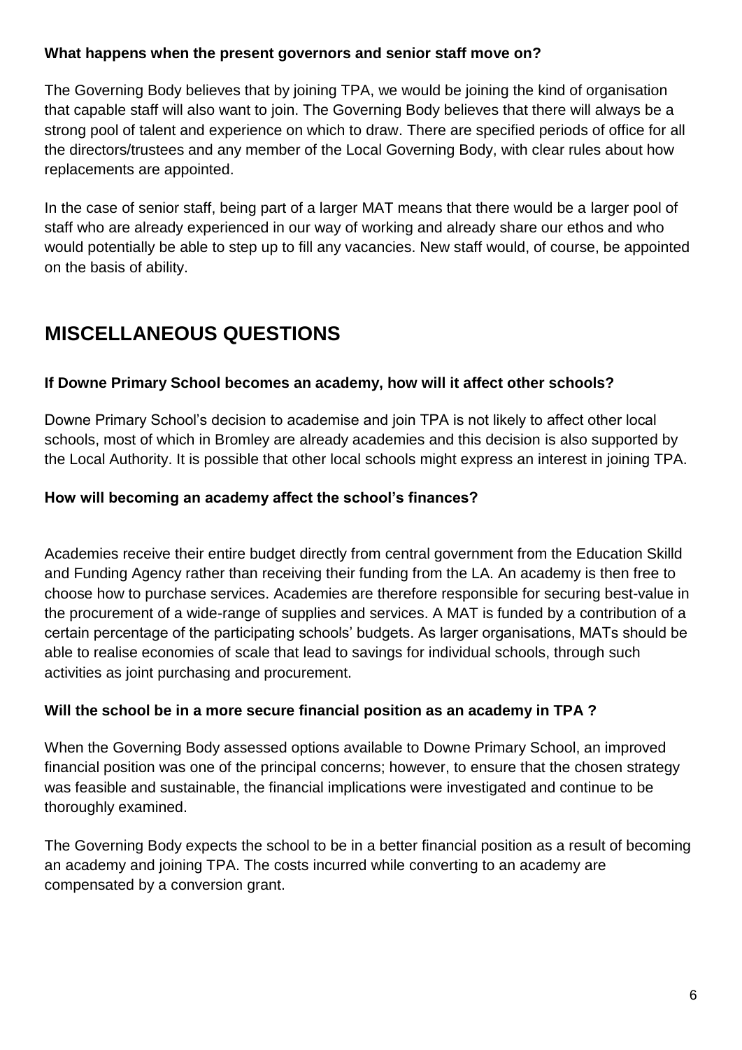**What happens when the present governors and senior staff move on?**

The Governing Body believes that by joining TPA, we would be joining the kind of organisation that capable staff will also want to join. The Governing Body believes that there will always be a strong pool of talent and experience on which to draw. There are specified periods of office for all the directors/trustees and any member of the Local Governing Body, with clear rules about how replacements are appointed.

In the case of senior staff, being part of a larger MAT means that there would be a larger pool of staff who are already experienced in our way of working and already share our ethos and who would potentially be able to step up to fill any vacancies. New staff would, of course, be appointed on the basis of ability.

## MISCELLANEOUS QUESTIONS

**If Downe Primary School becomes an academy, how will it affect other schools?**

Downe Primary School's decision to academise and join TPA is not likely to affect other local schools, most of which in Bromley are already academies and this decision is also supported by the Local Authority. It is possible that other local schools might express an interest in joining TPA.

**How will becoming an academy affect the school's finances?**

Academies receive their entire budget directly from central government from the Education Skilld and Funding Agency rather than receiving their funding from the LA. An academy is then free to choose how to purchase services. Academies are therefore responsible for securing best-value in the procurement of a wide-range of supplies and services. A MAT is funded by a contribution of a certain percentage of the participating schools' budgets. As larger organisations, MATs should be able to realise economies of scale that lead to savings for individual schools, through such activities as joint purchasing and procurement.

**Will the school be in a more secure financial position as an academy in TPA ?**

When the Governing Body assessed options available to Downe Primary School, an improved financial position was one of the principal concerns; however, to ensure that the chosen strategy was feasible and sustainable, the financial implications were investigated and continue to be thoroughly examined.

The Governing Body expects the school to be in a better financial position as a result of becoming an academy and joining TPA. The costs incurred while converting to an academy are compensated by a conversion grant.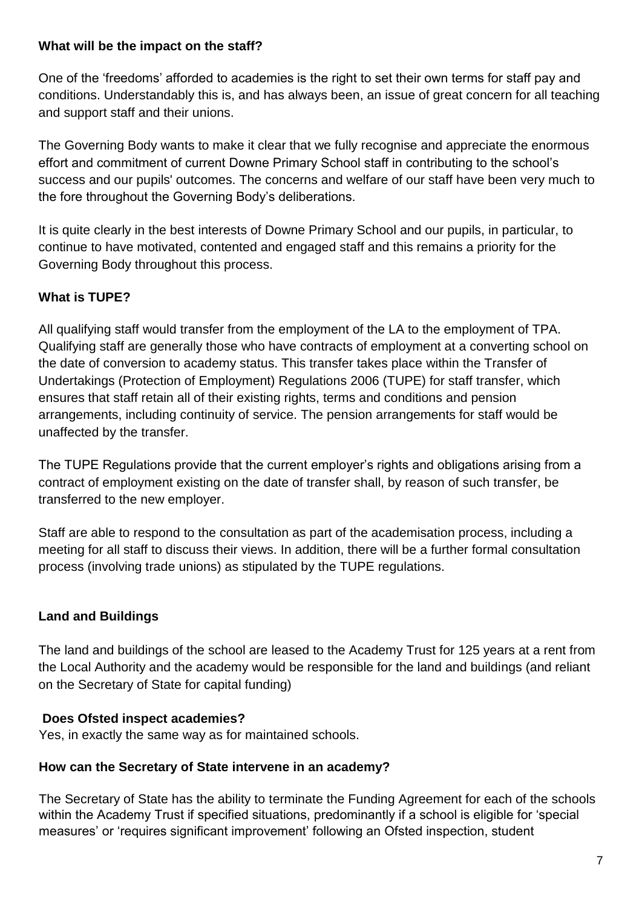**What will be the impact on the staff?**

One of the 'freedoms' afforded to academies is the right to set their own terms for staff pay and conditions. Understandably this is, and has always been, an issue of great concern for all teaching and support staff and their unions.

The Governing Body wants to make it clear that we fully recognise and appreciate the enormous effort and commitment of current Downe Primary School staff in contributing to the school's success and our pupils' outcomes. The concerns and welfare of our staff have been very much to the fore throughout the Governing Body's deliberations.

It is quite clearly in the best interests of Downe Primary School and our pupils, in particular, to continue to have motivated, contented and engaged staff and this remains a priority for the Governing Body throughout this process.

**What is TUPE?**

All qualifying staff would transfer from the employment of the LA to the employment of TPA. Qualifying staff are generally those who have contracts of employment at a converting school on the date of conversion to academy status. This transfer takes place within the Transfer of Undertakings (Protection of Employment) Regulations 2006 (TUPE) for staff transfer, which ensures that staff retain all of their existing rights, terms and conditions and pension arrangements, including continuity of service. The pension arrangements for staff would be unaffected by the transfer.

The TUPE Regulations provide that the current employer's rights and obligations arising from a contract of employment existing on the date of transfer shall, by reason of such transfer, be transferred to the new employer.

Staff are able to respond to the consultation as part of the academisation process, including a meeting for all staff to discuss their views. In addition, there will be a further formal consultation process (involving trade unions) as stipulated by the TUPE regulations.

**Land and Buildings**

The land and buildings of the school are leased to the Academy Trust for 125 years at a rent from the Local Authority and the academy would be responsible for the land and buildings (and reliant on the Secretary of State for capital funding)

**Does Ofsted inspect academies?**

Yes, in exactly the same way as for maintained schools.

**How can the Secretary of State intervene in an academy?**

The Secretary of State has the ability to terminate the Funding Agreement for each of the schools within the Academy Trust if specified situations, predominantly if a school is eligible for 'special measures' or 'requires significant improvement' following an Ofsted inspection, student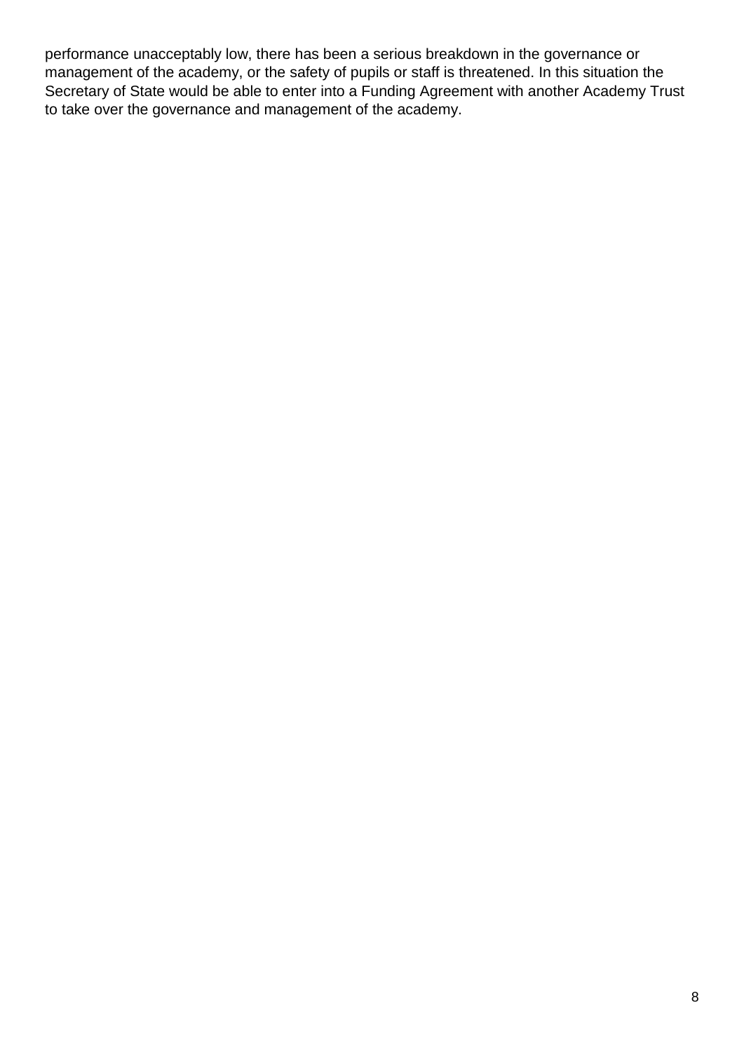performance unacceptably low, there has been a serious breakdown in the governance or management of the academy, or the safety of pupils or staff is threatened. In this situation the Secretary of State would be able to enter into a Funding Agreement with another Academy Trust to take over the governance and management of the academy.